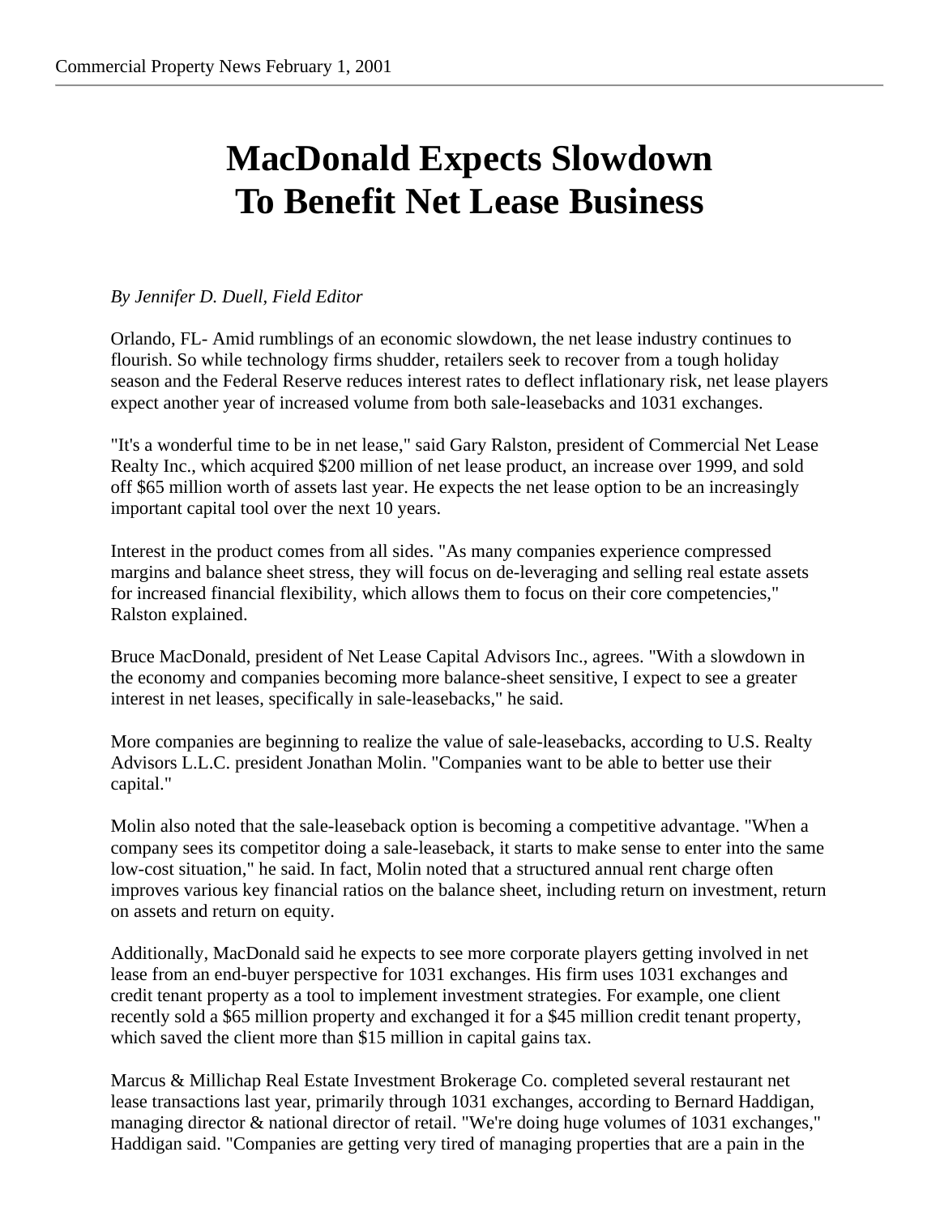# MacDonald Expects Slowdown To Benefit Net Lease Business

*By Jennifer D. Duell, Field Editor*

Orlando, FL- Amid rumblings of an economic slowdown, the net lease industry continues to flourish. So while technology firms shudder, retailers seek to recover from a tough holiday season and the Federal Reserve reduces interest rates to deflect inflationary risk, net lease players expect another year of increased volume from both sale-leasebacks and 1031 exchanges.

"It's a wonderful time to be in net lease," said Gary Ralston, president of Commercial Net Lease Realty Inc., which acquired $200 million of net lease product, an increase over 1999, and sold off $65 million worth of assets last year. He expects the net lease option to be an increasingly important capital tool over the next 10 years.

Interest in the product comes from all sides. "As many companies experience compressed margins and balance sheet stress, they will focus on de-leveraging and selling real estate assets for increased financial flexibility, which allows them to focus on their core competencies," Ralston explained.

Bruce MacDonald, president of Net Lease Capital Advisors Inc., agrees. "With a slowdown in the economy and companies becoming more balance-sheet sensitive, I expect to see a greater interest in net leases, specifically in sale-leasebacks," he said.

More companies are beginning to realize the value of sale-leasebacks, according to U.S. Realty Advisors L.L.C. president Jonathan Molin. "Companies want to be able to better use their capital."

Molin also noted that the sale-leaseback option is becoming a competitive advantage. "When a company sees its competitor doing a sale-leaseback, it starts to make sense to enter into the same low-cost situation," he said. In fact, Molin noted that a structured annual rent charge often improves various key financial ratios on the balance sheet, including return on investment, return on assets and return on equity.

Additionally, MacDonald said he expects to see more corporate players getting involved in net lease from an end-buyer perspective for 1031 exchanges. His firm uses 1031 exchanges and credit tenant property as a tool to implement investment strategies. For example, one client recently sold a $65 million property and exchanged it for a $45 million credit tenant property, which saved the client more than $15 million in capital gains tax.

Marcus & Millichap Real Estate Investment Brokerage Co. completed several restaurant net lease transactions last year, primarily through 1031 exchanges, according to Bernard Haddigan, managing director & national director of retail. "We're doing huge volumes of 1031 exchanges," Haddigan said. "Companies are getting very tired of managing properties that are a pain in the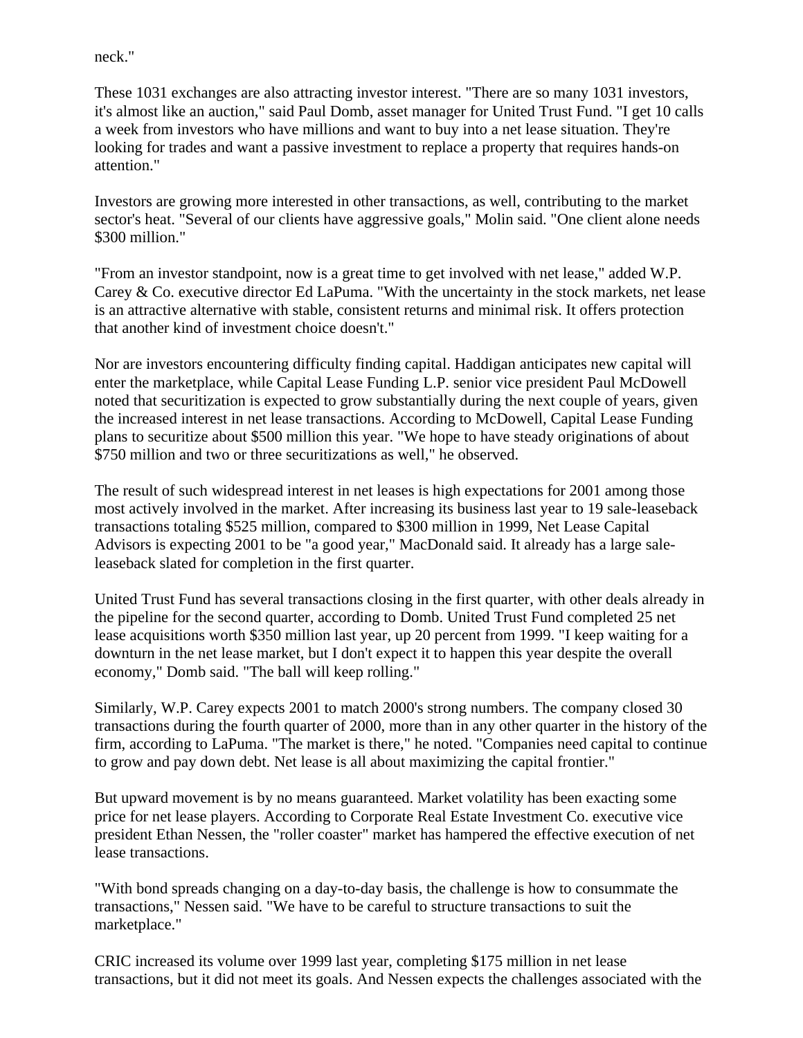neck."

These 1031 exchanges are also attracting investor interest. "There are so many 1031 investors, it's almost like an auction," said Paul Domb, asset manager for United Trust Fund. "I get 10 calls a week from investors who have millions and want to buy into a net lease situation. They're looking for trades and want a passive investment to replace a property that requires hands-on attention."

Investors are growing more interested in other transactions, as well, contributing to the market sector's heat. "Several of our clients have aggressive goals," Molin said. "One client alone needs $300 million."

"From an investor standpoint, now is a great time to get involved with net lease," added W.P. Carey & Co. executive director Ed LaPuma. "With the uncertainty in the stock markets, net lease is an attractive alternative with stable, consistent returns and minimal risk. It offers protection that another kind of investment choice doesn't."

Nor are investors encountering difficulty finding capital. Haddigan anticipates new capital will enter the marketplace, while Capital Lease Funding L.P. senior vice president Paul McDowell noted that securitization is expected to grow substantially during the next couple of years, given the increased interest in net lease transactions. According to McDowell, Capital Lease Funding plans to securitize about $500 million this year. "We hope to have steady originations of about $750 million and two or three securitizations as well," he observed.

The result of such widespread interest in net leases is high expectations for 2001 among those most actively involved in the market. After increasing its business last year to 19 sale-leaseback transactions totaling $525 million, compared to $300 million in 1999, Net Lease Capital Advisors is expecting 2001 to be "a good year," MacDonald said. It already has a large sale-leaseback slated for completion in the first quarter.

United Trust Fund has several transactions closing in the first quarter, with other deals already in the pipeline for the second quarter, according to Domb. United Trust Fund completed 25 net lease acquisitions worth $350 million last year, up 20 percent from 1999. "I keep waiting for a downturn in the net lease market, but I don't expect it to happen this year despite the overall economy," Domb said. "The ball will keep rolling."

Similarly, W.P. Carey expects 2001 to match 2000's strong numbers. The company closed 30 transactions during the fourth quarter of 2000, more than in any other quarter in the history of the firm, according to LaPuma. "The market is there," he noted. "Companies need capital to continue to grow and pay down debt. Net lease is all about maximizing the capital frontier."

But upward movement is by no means guaranteed. Market volatility has been exacting some price for net lease players. According to Corporate Real Estate Investment Co. executive vice president Ethan Nessen, the "roller coaster" market has hampered the effective execution of net lease transactions.

"With bond spreads changing on a day-to-day basis, the challenge is how to consummate the transactions," Nessen said. "We have to be careful to structure transactions to suit the marketplace."

CRIC increased its volume over 1999 last year, completing $175 million in net lease transactions, but it did not meet its goals. And Nessen expects the challenges associated with the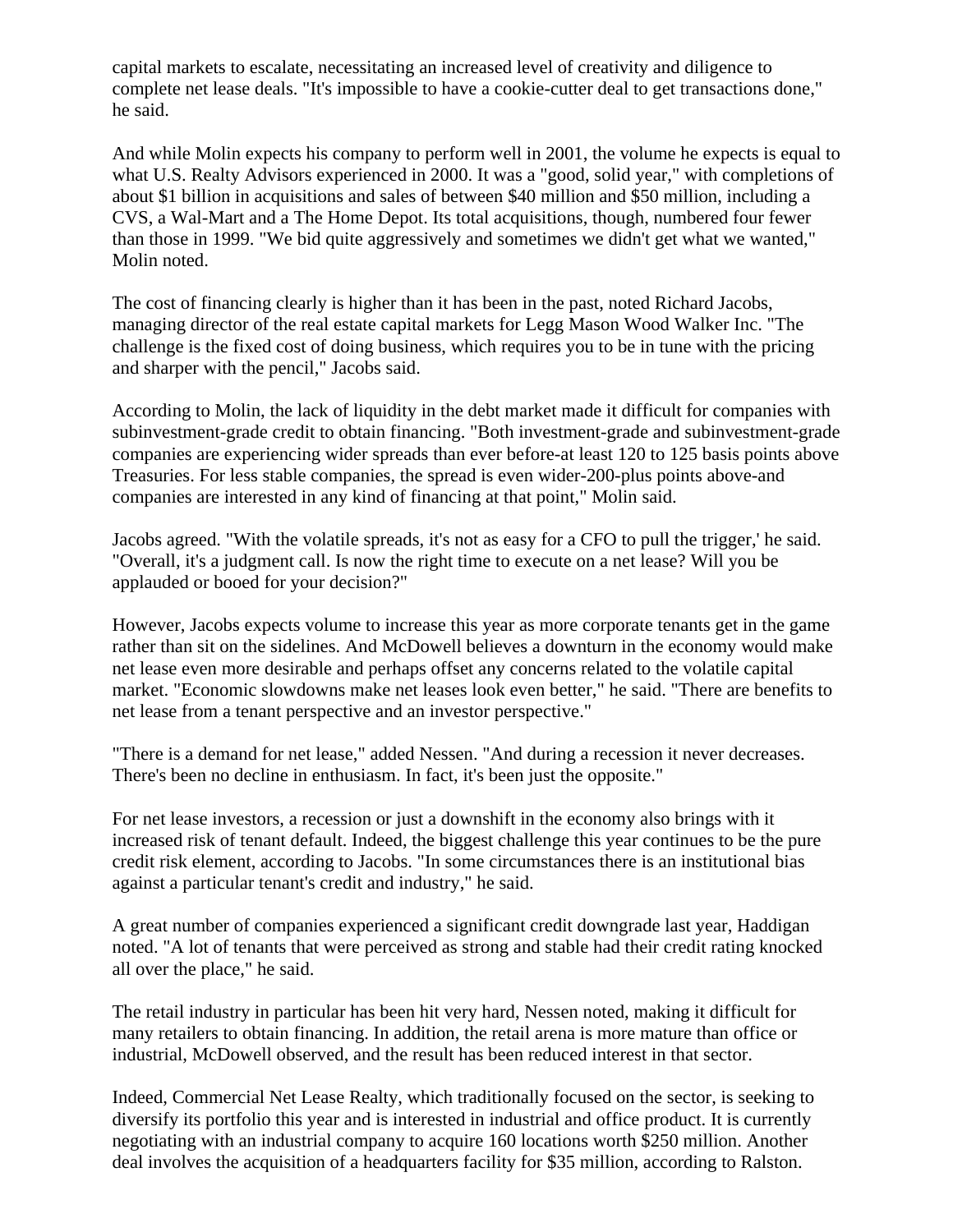capital markets to escalate, necessitating an increased level of creativity and diligence to complete net lease deals. "It's impossible to have a cookie-cutter deal to get transactions done," he said.

And while Molin expects his company to perform well in 2001, the volume he expects is equal to what U.S. Realty Advisors experienced in 2000. It was a "good, solid year," with completions of about $1 billion in acquisitions and sales of between $40 million and $50 million, including a CVS, a Wal-Mart and a The Home Depot. Its total acquisitions, though, numbered four fewer than those in 1999. "We bid quite aggressively and sometimes we didn't get what we wanted," Molin noted.

The cost of financing clearly is higher than it has been in the past, noted Richard Jacobs, managing director of the real estate capital markets for Legg Mason Wood Walker Inc. "The challenge is the fixed cost of doing business, which requires you to be in tune with the pricing and sharper with the pencil," Jacobs said.

According to Molin, the lack of liquidity in the debt market made it difficult for companies with subinvestment-grade credit to obtain financing. "Both investment-grade and subinvestment-grade companies are experiencing wider spreads than ever before-at least 120 to 125 basis points above Treasuries. For less stable companies, the spread is even wider-200-plus points above-and companies are interested in any kind of financing at that point," Molin said.

Jacobs agreed. "With the volatile spreads, it's not as easy for a CFO to pull the trigger,' he said. "Overall, it's a judgment call. Is now the right time to execute on a net lease? Will you be applauded or booed for your decision?"

However, Jacobs expects volume to increase this year as more corporate tenants get in the game rather than sit on the sidelines. And McDowell believes a downturn in the economy would make net lease even more desirable and perhaps offset any concerns related to the volatile capital market. "Economic slowdowns make net leases look even better," he said. "There are benefits to net lease from a tenant perspective and an investor perspective."

"There is a demand for net lease," added Nessen. "And during a recession it never decreases. There's been no decline in enthusiasm. In fact, it's been just the opposite."

For net lease investors, a recession or just a downshift in the economy also brings with it increased risk of tenant default. Indeed, the biggest challenge this year continues to be the pure credit risk element, according to Jacobs. "In some circumstances there is an institutional bias against a particular tenant's credit and industry," he said.

A great number of companies experienced a significant credit downgrade last year, Haddigan noted. "A lot of tenants that were perceived as strong and stable had their credit rating knocked all over the place," he said.

The retail industry in particular has been hit very hard, Nessen noted, making it difficult for many retailers to obtain financing. In addition, the retail arena is more mature than office or industrial, McDowell observed, and the result has been reduced interest in that sector.

Indeed, Commercial Net Lease Realty, which traditionally focused on the sector, is seeking to diversify its portfolio this year and is interested in industrial and office product. It is currently negotiating with an industrial company to acquire 160 locations worth $250 million. Another deal involves the acquisition of a headquarters facility for $35 million, according to Ralston.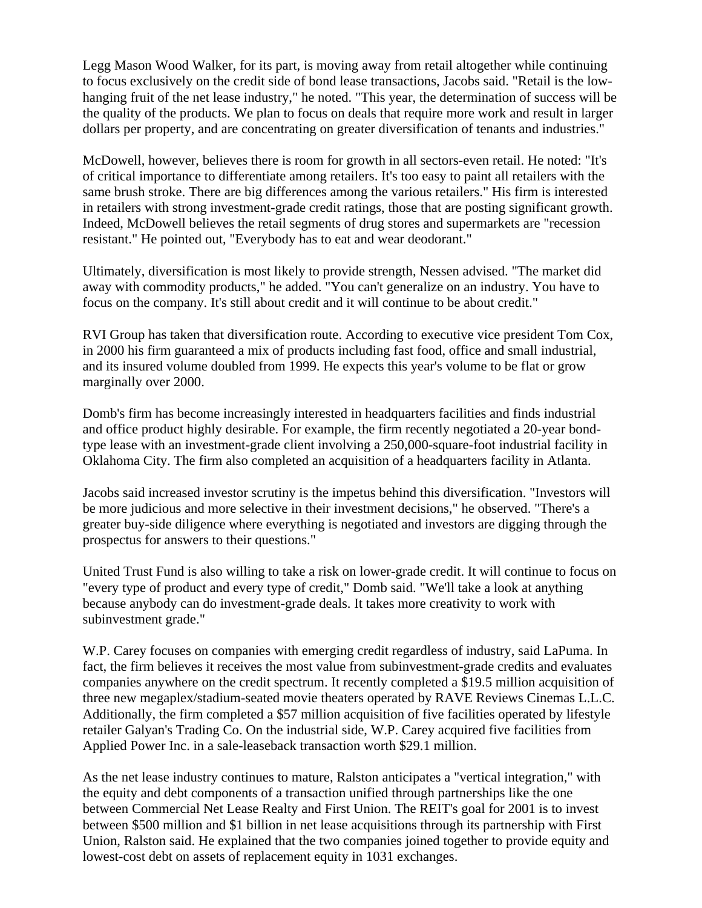Legg Mason Wood Walker, for its part, is moving away from retail altogether while continuing to focus exclusively on the credit side of bond lease transactions, Jacobs said. "Retail is the low-hanging fruit of the net lease industry," he noted. "This year, the determination of success will be the quality of the products. We plan to focus on deals that require more work and result in larger dollars per property, and are concentrating on greater diversification of tenants and industries."

McDowell, however, believes there is room for growth in all sectors-even retail. He noted: "It's of critical importance to differentiate among retailers. It's too easy to paint all retailers with the same brush stroke. There are big differences among the various retailers." His firm is interested in retailers with strong investment-grade credit ratings, those that are posting significant growth. Indeed, McDowell believes the retail segments of drug stores and supermarkets are "recession resistant." He pointed out, "Everybody has to eat and wear deodorant."

Ultimately, diversification is most likely to provide strength, Nessen advised. "The market did away with commodity products," he added. "You can't generalize on an industry. You have to focus on the company. It's still about credit and it will continue to be about credit."

RVI Group has taken that diversification route. According to executive vice president Tom Cox, in 2000 his firm guaranteed a mix of products including fast food, office and small industrial, and its insured volume doubled from 1999. He expects this year's volume to be flat or grow marginally over 2000.

Domb's firm has become increasingly interested in headquarters facilities and finds industrial and office product highly desirable. For example, the firm recently negotiated a 20-year bond-type lease with an investment-grade client involving a 250,000-square-foot industrial facility in Oklahoma City. The firm also completed an acquisition of a headquarters facility in Atlanta.

Jacobs said increased investor scrutiny is the impetus behind this diversification. "Investors will be more judicious and more selective in their investment decisions," he observed. "There's a greater buy-side diligence where everything is negotiated and investors are digging through the prospectus for answers to their questions."

United Trust Fund is also willing to take a risk on lower-grade credit. It will continue to focus on "every type of product and every type of credit," Domb said. "We'll take a look at anything because anybody can do investment-grade deals. It takes more creativity to work with subinvestment grade."

W.P. Carey focuses on companies with emerging credit regardless of industry, said LaPuma. In fact, the firm believes it receives the most value from subinvestment-grade credits and evaluates companies anywhere on the credit spectrum. It recently completed a $19.5 million acquisition of three new megaplex/stadium-seated movie theaters operated by RAVE Reviews Cinemas L.L.C. Additionally, the firm completed a $57 million acquisition of five facilities operated by lifestyle retailer Galyan's Trading Co. On the industrial side, W.P. Carey acquired five facilities from Applied Power Inc. in a sale-leaseback transaction worth $29.1 million.

As the net lease industry continues to mature, Ralston anticipates a "vertical integration," with the equity and debt components of a transaction unified through partnerships like the one between Commercial Net Lease Realty and First Union. The REIT's goal for 2001 is to invest between $500 million and $1 billion in net lease acquisitions through its partnership with First Union, Ralston said. He explained that the two companies joined together to provide equity and lowest-cost debt on assets of replacement equity in 1031 exchanges.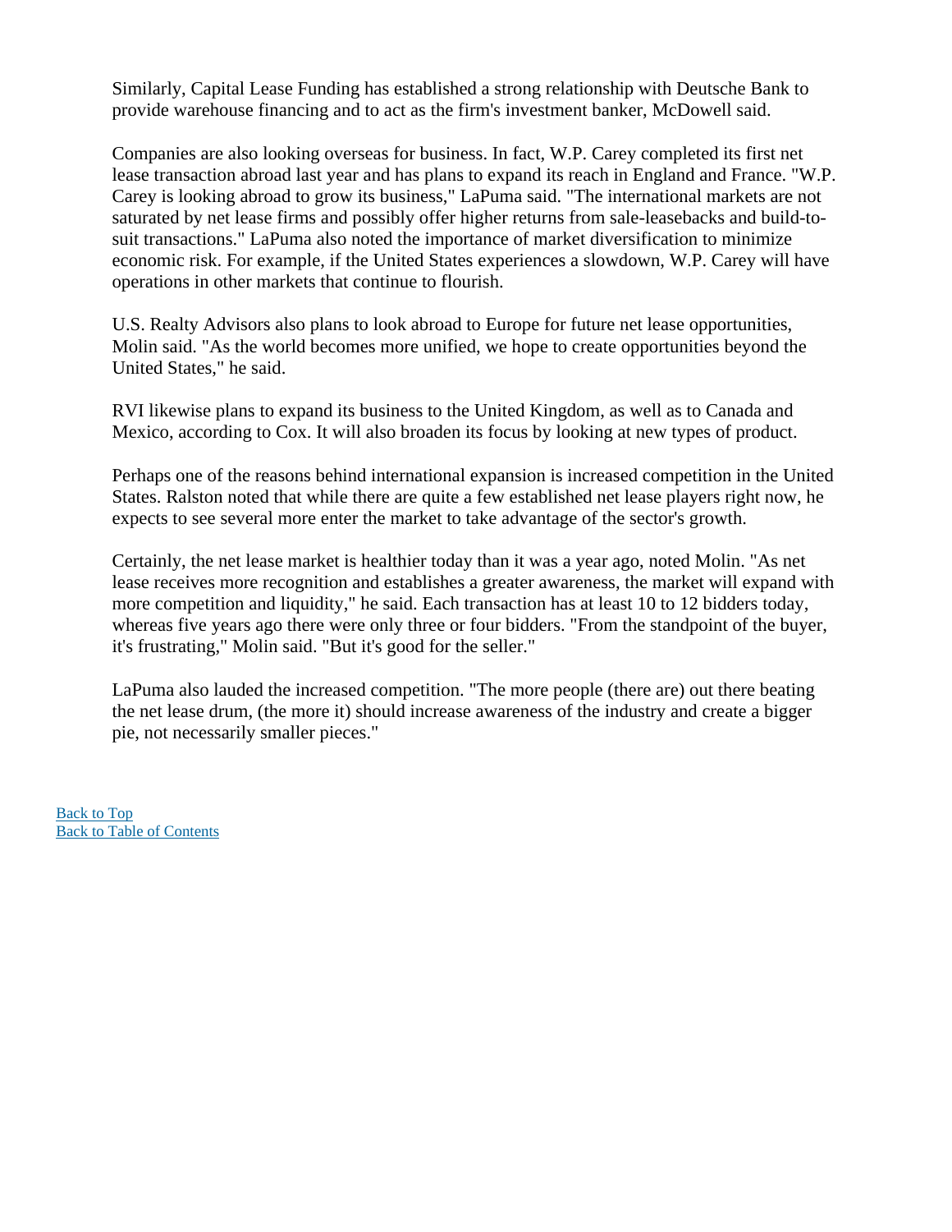Similarly, Capital Lease Funding has established a strong relationship with Deutsche Bank to provide warehouse financing and to act as the firm's investment banker, McDowell said.

Companies are also looking overseas for business. In fact, W.P. Carey completed its first net lease transaction abroad last year and has plans to expand its reach in England and France. "W.P. Carey is looking abroad to grow its business," LaPuma said. "The international markets are not saturated by net lease firms and possibly offer higher returns from sale-leasebacks and build-to-suit transactions." LaPuma also noted the importance of market diversification to minimize economic risk. For example, if the United States experiences a slowdown, W.P. Carey will have operations in other markets that continue to flourish.

U.S. Realty Advisors also plans to look abroad to Europe for future net lease opportunities, Molin said. "As the world becomes more unified, we hope to create opportunities beyond the United States," he said.

RVI likewise plans to expand its business to the United Kingdom, as well as to Canada and Mexico, according to Cox. It will also broaden its focus by looking at new types of product.

Perhaps one of the reasons behind international expansion is increased competition in the United States. Ralston noted that while there are quite a few established net lease players right now, he expects to see several more enter the market to take advantage of the sector's growth.

Certainly, the net lease market is healthier today than it was a year ago, noted Molin. "As net lease receives more recognition and establishes a greater awareness, the market will expand with more competition and liquidity," he said. Each transaction has at least 10 to 12 bidders today, whereas five years ago there were only three or four bidders. "From the standpoint of the buyer, it's frustrating," Molin said. "But it's good for the seller."

LaPuma also lauded the increased competition. "The more people (there are) out there beating the net lease drum, (the more it) should increase awareness of the industry and create a bigger pie, not necessarily smaller pieces."

Back to Top
Back to Table of Contents